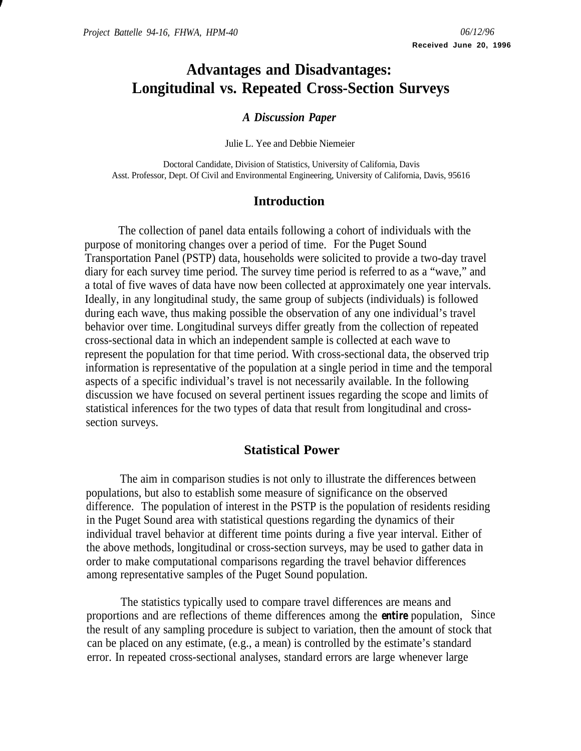Project Battelle 94-16, FHWA, HPM-40

06/12/96

**Received June 20, 1996**

# Advantages and Disadvantages: Longitudinal vs. Repeated Cross-Section Surveys

***A Discussion Paper***

Julie L. Yee and Debbie Niemeier

Doctoral Candidate, Division of Statistics, University of California, Davis
Asst. Professor, Dept. Of Civil and Environmental Engineering, University of California, Davis, 95616

## Introduction

The collection of panel data entails following a cohort of individuals with the purpose of monitoring changes over a period of time. For the Puget Sound Transportation Panel (PSTP) data, households were solicited to provide a two-day travel diary for each survey time period. The survey time period is referred to as a "wave," and a total of five waves of data have now been collected at approximately one year intervals. Ideally, in any longitudinal study, the same group of subjects (individuals) is followed during each wave, thus making possible the observation of any one individual's travel behavior over time. Longitudinal surveys differ greatly from the collection of repeated cross-sectional data in which an independent sample is collected at each wave to represent the population for that time period. With cross-sectional data, the observed trip information is representative of the population at a single period in time and the temporal aspects of a specific individual's travel is not necessarily available. In the following discussion we have focused on several pertinent issues regarding the scope and limits of statistical inferences for the two types of data that result from longitudinal and cross-section surveys.

## Statistical Power

The aim in comparison studies is not only to illustrate the differences between populations, but also to establish some measure of significance on the observed difference. The population of interest in the PSTP is the population of residents residing in the Puget Sound area with statistical questions regarding the dynamics of their individual travel behavior at different time points during a five year interval. Either of the above methods, longitudinal or cross-section surveys, may be used to gather data in order to make computational comparisons regarding the travel behavior differences among representative samples of the Puget Sound population.

The statistics typically used to compare travel differences are means and proportions and are reflections of theme differences among the ***entire*** population, Since the result of any sampling procedure is subject to variation, then the amount of stock that can be placed on any estimate, (e.g., a mean) is controlled by the estimate's standard error. In repeated cross-sectional analyses, standard errors are large whenever large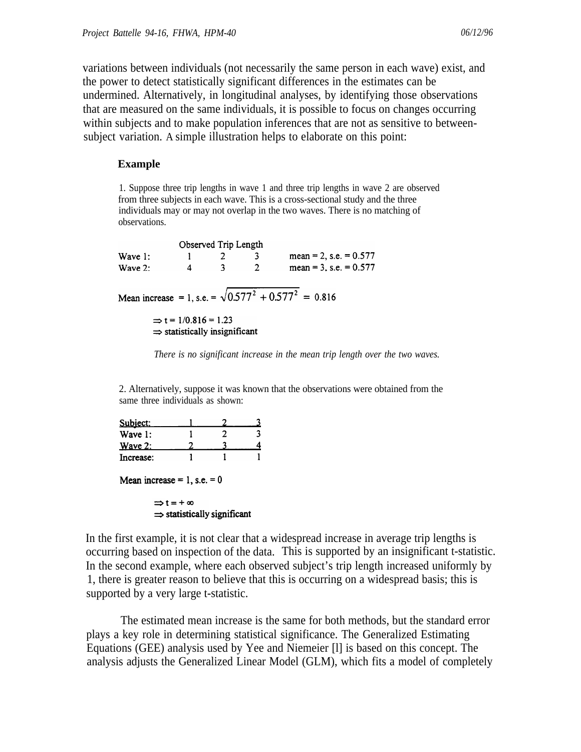variations between individuals (not necessarily the same person in each wave) exist, and the power to detect statistically significant differences in the estimates can be undermined. Alternatively, in longitudinal analyses, by identifying those observations that are measured on the same individuals, it is possible to focus on changes occurring within subjects and to make population inferences that are not as sensitive to between-subject variation. A simple illustration helps to elaborate on this point:

**Example**

1. Suppose three trip lengths in wave 1 and three trip lengths in wave 2 are observed from three subjects in each wave. This is a cross-sectional study and the three individuals may or may not overlap in the two waves. There is no matching of observations.

| | Observed Trip Length | | | |
|---|---|---|---|---|
| Wave 1: | 1 | 2 | 3 | mean = 2, s.e. = 0.577 |
| Wave 2: | 4 | 3 | 2 | mean = 3, s.e. = 0.577 |

Mean increase = 1, s.e. = $\sqrt{0.577^2 + 0.577^2} = 0.816$

$\Rightarrow$ t = 1/0.816 = 1.23
$\Rightarrow$ statistically insignificant

*There is no significant increase in the mean trip length over the two waves.*

2. Alternatively, suppose it was known that the observations were obtained from the same three individuals as shown:

| Subject: | 1 | 2 | 3 |
|---|---|---|---|
| Wave 1: | 1 | 2 | 3 |
| Wave 2: | 2 | 3 | 4 |
| Increase: | 1 | 1 | 1 |

Mean increase = 1, s.e. = 0

$\Rightarrow$ t = $+\infty$
$\Rightarrow$ statistically significant

In the first example, it is not clear that a widespread increase in average trip lengths is occurring based on inspection of the data. This is supported by an insignificant t-statistic. In the second example, where each observed subject's trip length increased uniformly by 1, there is greater reason to believe that this is occurring on a widespread basis; this is supported by a very large t-statistic.

The estimated mean increase is the same for both methods, but the standard error plays a key role in determining statistical significance. The Generalized Estimating Equations (GEE) analysis used by Yee and Niemeier [l] is based on this concept. The analysis adjusts the Generalized Linear Model (GLM), which fits a model of completely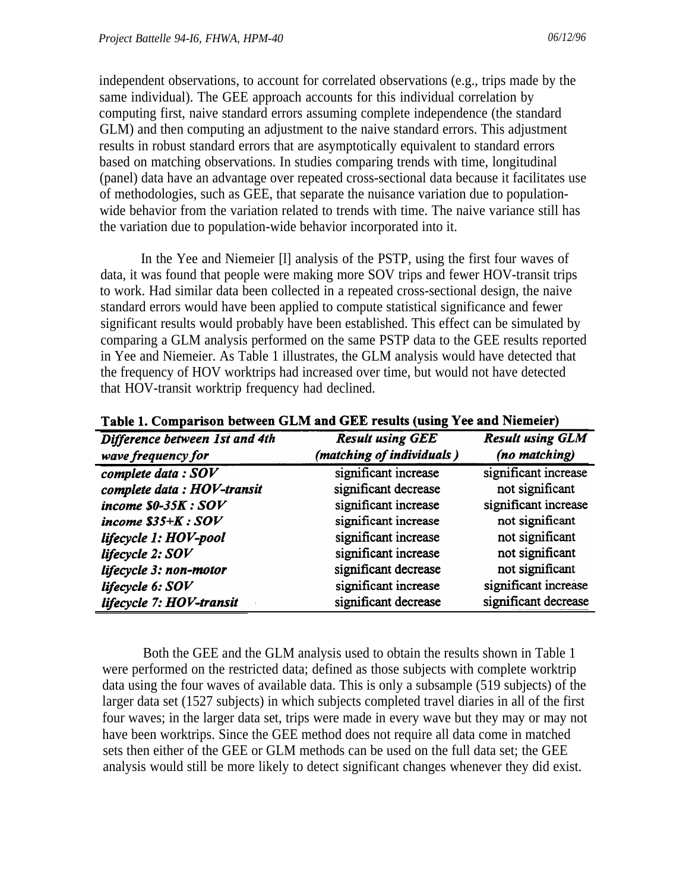independent observations, to account for correlated observations (e.g., trips made by the same individual). The GEE approach accounts for this individual correlation by computing first, naive standard errors assuming complete independence (the standard GLM) and then computing an adjustment to the naive standard errors. This adjustment results in robust standard errors that are asymptotically equivalent to standard errors based on matching observations. In studies comparing trends with time, longitudinal (panel) data have an advantage over repeated cross-sectional data because it facilitates use of methodologies, such as GEE, that separate the nuisance variation due to population-wide behavior from the variation related to trends with time. The naive variance still has the variation due to population-wide behavior incorporated into it.

In the Yee and Niemeier [l] analysis of the PSTP, using the first four waves of data, it was found that people were making more SOV trips and fewer HOV-transit trips to work. Had similar data been collected in a repeated cross-sectional design, the naive standard errors would have been applied to compute statistical significance and fewer significant results would probably have been established. This effect can be simulated by comparing a GLM analysis performed on the same PSTP data to the GEE results reported in Yee and Niemeier. As Table 1 illustrates, the GLM analysis would have detected that the frequency of HOV worktrips had increased over time, but would not have detected that HOV-transit worktrip frequency had declined.

**Table 1. Comparison between GLM and GEE results (using Yee and Niemeier)**

| *Difference between 1st and 4th wave frequency for* | *Result using GEE (matching of individuals)* | *Result using GLM (no matching)* |
|---|---|---|
| *complete data : SOV* | significant increase | significant increase |
| *complete data : HOV-transit* | significant decrease | not significant |
| *income $0-35K : SOV* | significant increase | significant increase |
| *income $35+K : SOV* | significant increase | not significant |
| *lifecycle 1: HOV-pool* | significant increase | not significant |
| *lifecycle 2: SOV* | significant increase | not significant |
| *lifecycle 3: non-motor* | significant decrease | not significant |
| *lifecycle 6: SOV* | significant increase | significant increase |
| *lifecycle 7: HOV-transit* | significant decrease | significant decrease |

Both the GEE and the GLM analysis used to obtain the results shown in Table 1 were performed on the restricted data; defined as those subjects with complete worktrip data using the four waves of available data. This is only a subsample (519 subjects) of the larger data set (1527 subjects) in which subjects completed travel diaries in all of the first four waves; in the larger data set, trips were made in every wave but they may or may not have been worktrips. Since the GEE method does not require all data come in matched sets then either of the GEE or GLM methods can be used on the full data set; the GEE analysis would still be more likely to detect significant changes whenever they did exist.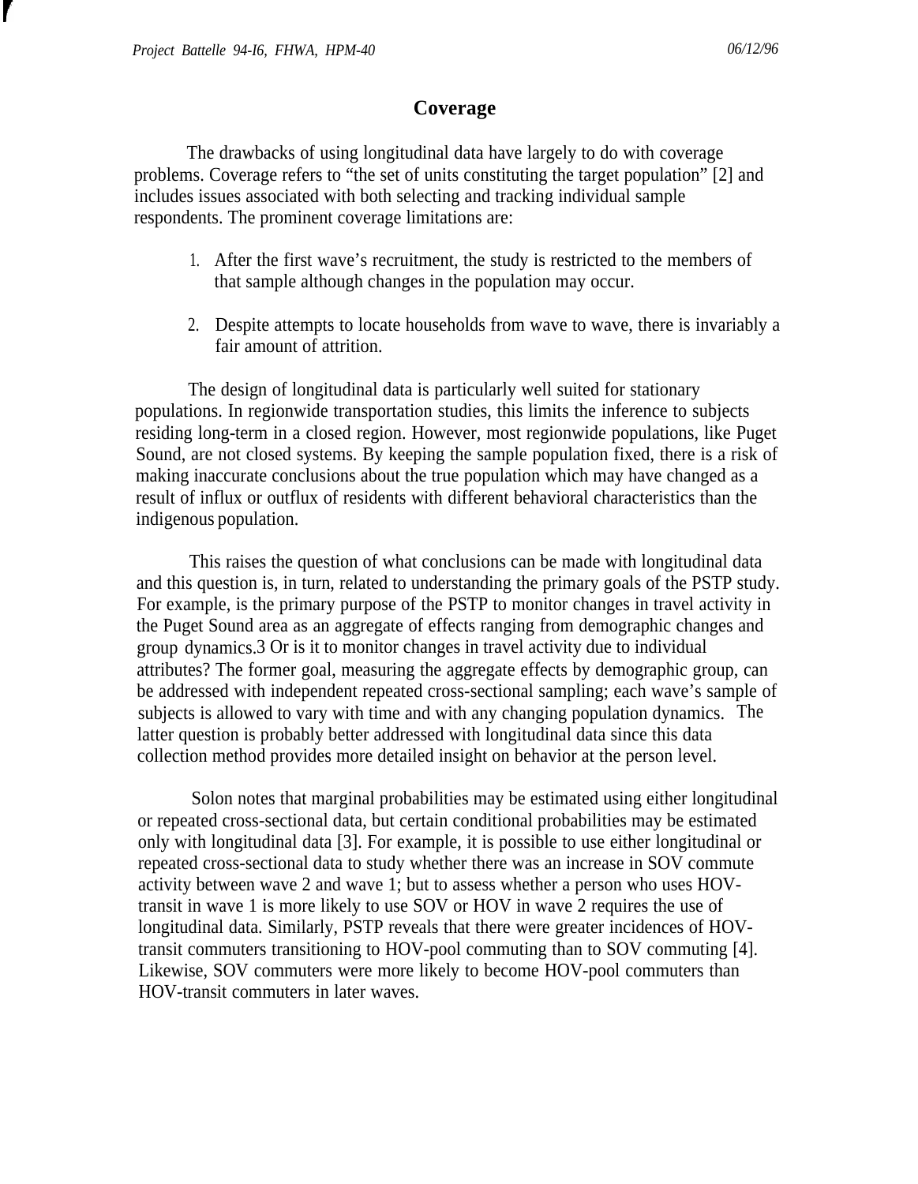## Coverage

The drawbacks of using longitudinal data have largely to do with coverage problems. Coverage refers to "the set of units constituting the target population" [2] and includes issues associated with both selecting and tracking individual sample respondents. The prominent coverage limitations are:

1. After the first wave's recruitment, the study is restricted to the members of that sample although changes in the population may occur.

2. Despite attempts to locate households from wave to wave, there is invariably a fair amount of attrition.

The design of longitudinal data is particularly well suited for stationary populations. In regionwide transportation studies, this limits the inference to subjects residing long-term in a closed region. However, most regionwide populations, like Puget Sound, are not closed systems. By keeping the sample population fixed, there is a risk of making inaccurate conclusions about the true population which may have changed as a result of influx or outflux of residents with different behavioral characteristics than the indigenous population.

This raises the question of what conclusions can be made with longitudinal data and this question is, in turn, related to understanding the primary goals of the PSTP study. For example, is the primary purpose of the PSTP to monitor changes in travel activity in the Puget Sound area as an aggregate of effects ranging from demographic changes and group dynamics.3 Or is it to monitor changes in travel activity due to individual attributes? The former goal, measuring the aggregate effects by demographic group, can be addressed with independent repeated cross-sectional sampling; each wave's sample of subjects is allowed to vary with time and with any changing population dynamics. The latter question is probably better addressed with longitudinal data since this data collection method provides more detailed insight on behavior at the person level.

Solon notes that marginal probabilities may be estimated using either longitudinal or repeated cross-sectional data, but certain conditional probabilities may be estimated only with longitudinal data [3]. For example, it is possible to use either longitudinal or repeated cross-sectional data to study whether there was an increase in SOV commute activity between wave 2 and wave 1; but to assess whether a person who uses HOV-transit in wave 1 is more likely to use SOV or HOV in wave 2 requires the use of longitudinal data. Similarly, PSTP reveals that there were greater incidences of HOV-transit commuters transitioning to HOV-pool commuting than to SOV commuting [4]. Likewise, SOV commuters were more likely to become HOV-pool commuters than HOV-transit commuters in later waves.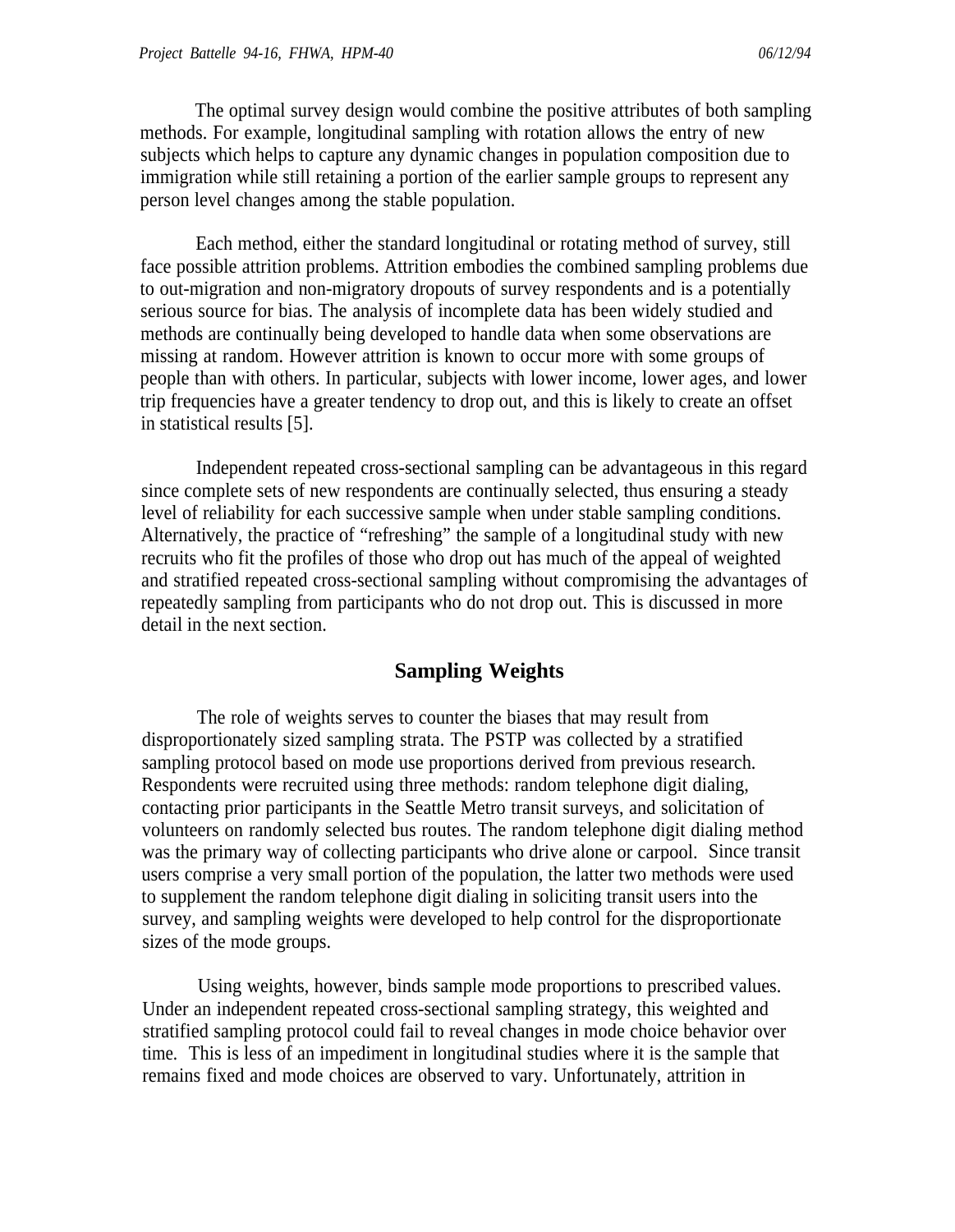The optimal survey design would combine the positive attributes of both sampling methods. For example, longitudinal sampling with rotation allows the entry of new subjects which helps to capture any dynamic changes in population composition due to immigration while still retaining a portion of the earlier sample groups to represent any person level changes among the stable population.

Each method, either the standard longitudinal or rotating method of survey, still face possible attrition problems. Attrition embodies the combined sampling problems due to out-migration and non-migratory dropouts of survey respondents and is a potentially serious source for bias. The analysis of incomplete data has been widely studied and methods are continually being developed to handle data when some observations are missing at random. However attrition is known to occur more with some groups of people than with others. In particular, subjects with lower income, lower ages, and lower trip frequencies have a greater tendency to drop out, and this is likely to create an offset in statistical results [5].

Independent repeated cross-sectional sampling can be advantageous in this regard since complete sets of new respondents are continually selected, thus ensuring a steady level of reliability for each successive sample when under stable sampling conditions. Alternatively, the practice of "refreshing" the sample of a longitudinal study with new recruits who fit the profiles of those who drop out has much of the appeal of weighted and stratified repeated cross-sectional sampling without compromising the advantages of repeatedly sampling from participants who do not drop out. This is discussed in more detail in the next section.

## Sampling Weights

The role of weights serves to counter the biases that may result from disproportionately sized sampling strata. The PSTP was collected by a stratified sampling protocol based on mode use proportions derived from previous research. Respondents were recruited using three methods: random telephone digit dialing, contacting prior participants in the Seattle Metro transit surveys, and solicitation of volunteers on randomly selected bus routes. The random telephone digit dialing method was the primary way of collecting participants who drive alone or carpool. Since transit users comprise a very small portion of the population, the latter two methods were used to supplement the random telephone digit dialing in soliciting transit users into the survey, and sampling weights were developed to help control for the disproportionate sizes of the mode groups.

Using weights, however, binds sample mode proportions to prescribed values. Under an independent repeated cross-sectional sampling strategy, this weighted and stratified sampling protocol could fail to reveal changes in mode choice behavior over time. This is less of an impediment in longitudinal studies where it is the sample that remains fixed and mode choices are observed to vary. Unfortunately, attrition in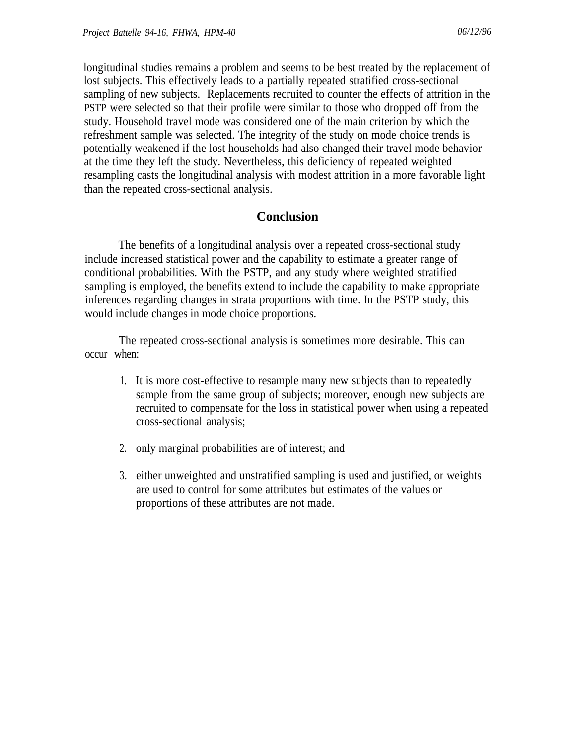longitudinal studies remains a problem and seems to be best treated by the replacement of lost subjects. This effectively leads to a partially repeated stratified cross-sectional sampling of new subjects. Replacements recruited to counter the effects of attrition in the PSTP were selected so that their profile were similar to those who dropped off from the study. Household travel mode was considered one of the main criterion by which the refreshment sample was selected. The integrity of the study on mode choice trends is potentially weakened if the lost households had also changed their travel mode behavior at the time they left the study. Nevertheless, this deficiency of repeated weighted resampling casts the longitudinal analysis with modest attrition in a more favorable light than the repeated cross-sectional analysis.

## Conclusion

The benefits of a longitudinal analysis over a repeated cross-sectional study include increased statistical power and the capability to estimate a greater range of conditional probabilities. With the PSTP, and any study where weighted stratified sampling is employed, the benefits extend to include the capability to make appropriate inferences regarding changes in strata proportions with time. In the PSTP study, this would include changes in mode choice proportions.

The repeated cross-sectional analysis is sometimes more desirable. This can occur when:

1. It is more cost-effective to resample many new subjects than to repeatedly sample from the same group of subjects; moreover, enough new subjects are recruited to compensate for the loss in statistical power when using a repeated cross-sectional analysis;

2. only marginal probabilities are of interest; and

3. either unweighted and unstratified sampling is used and justified, or weights are used to control for some attributes but estimates of the values or proportions of these attributes are not made.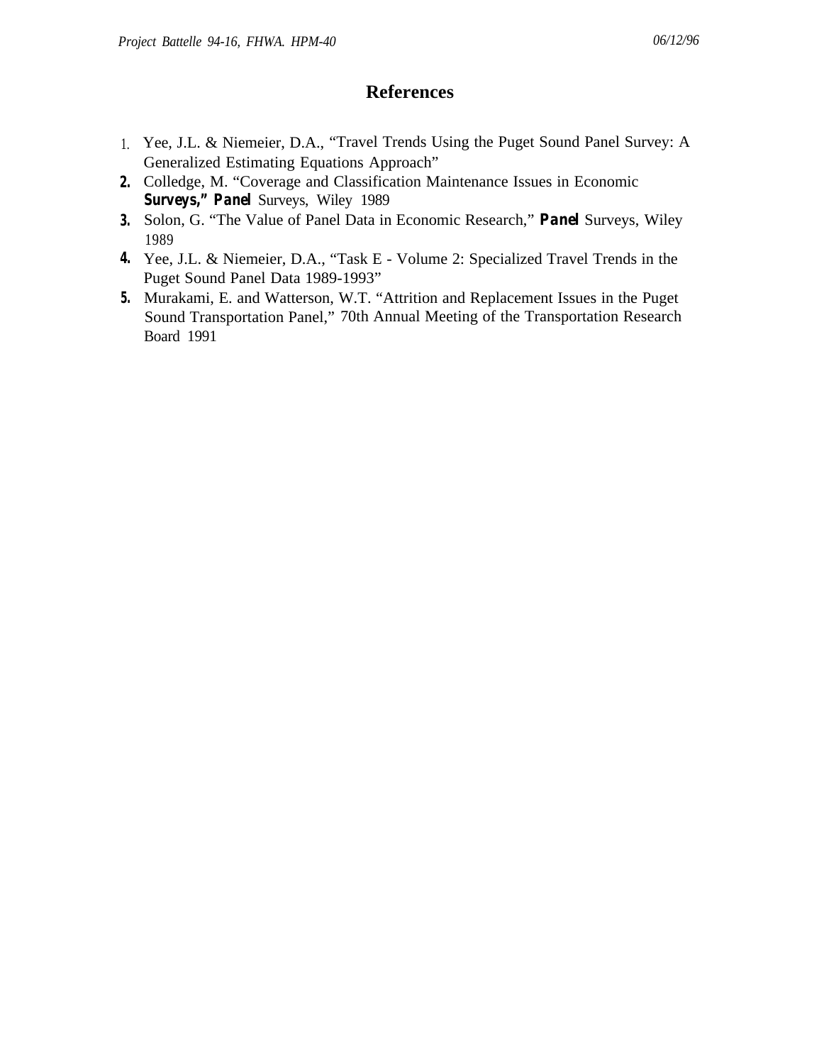# References

1. Yee, J.L. & Niemeier, D.A., "Travel Trends Using the Puget Sound Panel Survey: A Generalized Estimating Equations Approach"
2. Colledge, M. "Coverage and Classification Maintenance Issues in Economic Surveys," Panel Surveys, Wiley 1989
3. Solon, G. "The Value of Panel Data in Economic Research," Panel Surveys, Wiley 1989
4. Yee, J.L. & Niemeier, D.A., "Task E - Volume 2: Specialized Travel Trends in the Puget Sound Panel Data 1989-1993"
5. Murakami, E. and Watterson, W.T. "Attrition and Replacement Issues in the Puget Sound Transportation Panel," 70th Annual Meeting of the Transportation Research Board 1991